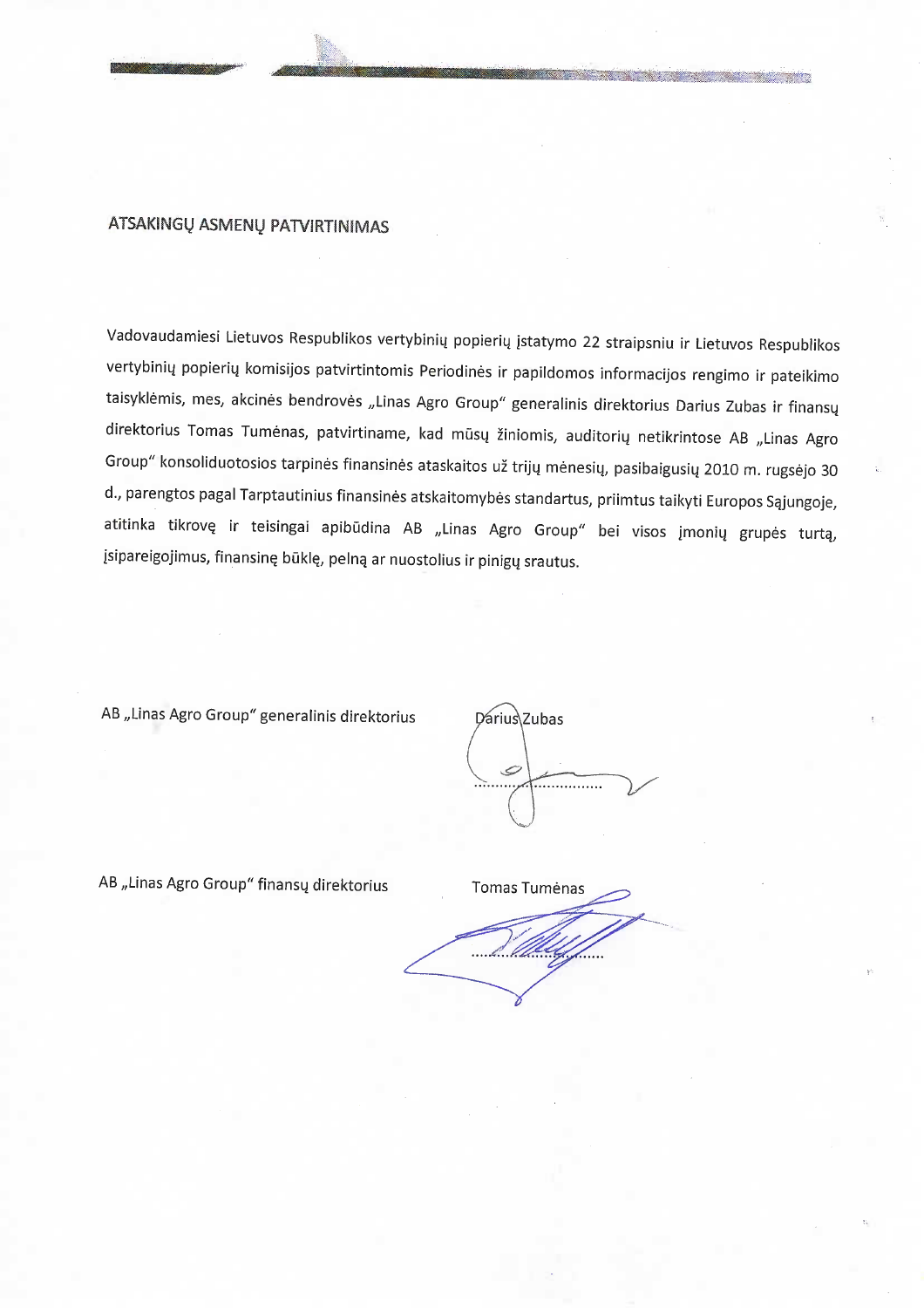## ATSAKINGŲ ASMENŲ PATVIRTINIMAS

Vadovaudamiesi Lietuvos Respublikos vertybinių popierių įstatymo 22 straipsniu ir Lietuvos Respublikos vertybinių popierių komisijos patvirtintomis Periodinės ir papildomos informacijos rengimo ir pateikimo taisyklėmis, mes, akcinės bendrovės „Linas Agro Group" generalinis direktorius Darius Zubas ir finansų direktorius Tomas Tumėnas, patvirtiname, kad mūsų žiniomis, auditorių netikrintose AB „Linas Agro Group" konsoliduotosios tarpinės finansinės ataskaitos už trijų mėnesių, pasibaigusių 2010 m. rugsėjo 30 d., parengtos pagal Tarptautinius finansinės atskaitomybės standartus, priimtus taikyti Europos Sąjungoje, atitinka tikrovę ir teisingai apibūdina AB „Linas Agro Group" bei visos įmonių grupės turtą, įsipareigojimus, finansinę būklę, pelną ar nuostolius ir pinigų srautus.

AB „Linas Agro Group" generalinis direktorius — Darius Zubas

..............................

AB „Linas Agro Group" finansų direktorius — Tomas Tumėnas

..............................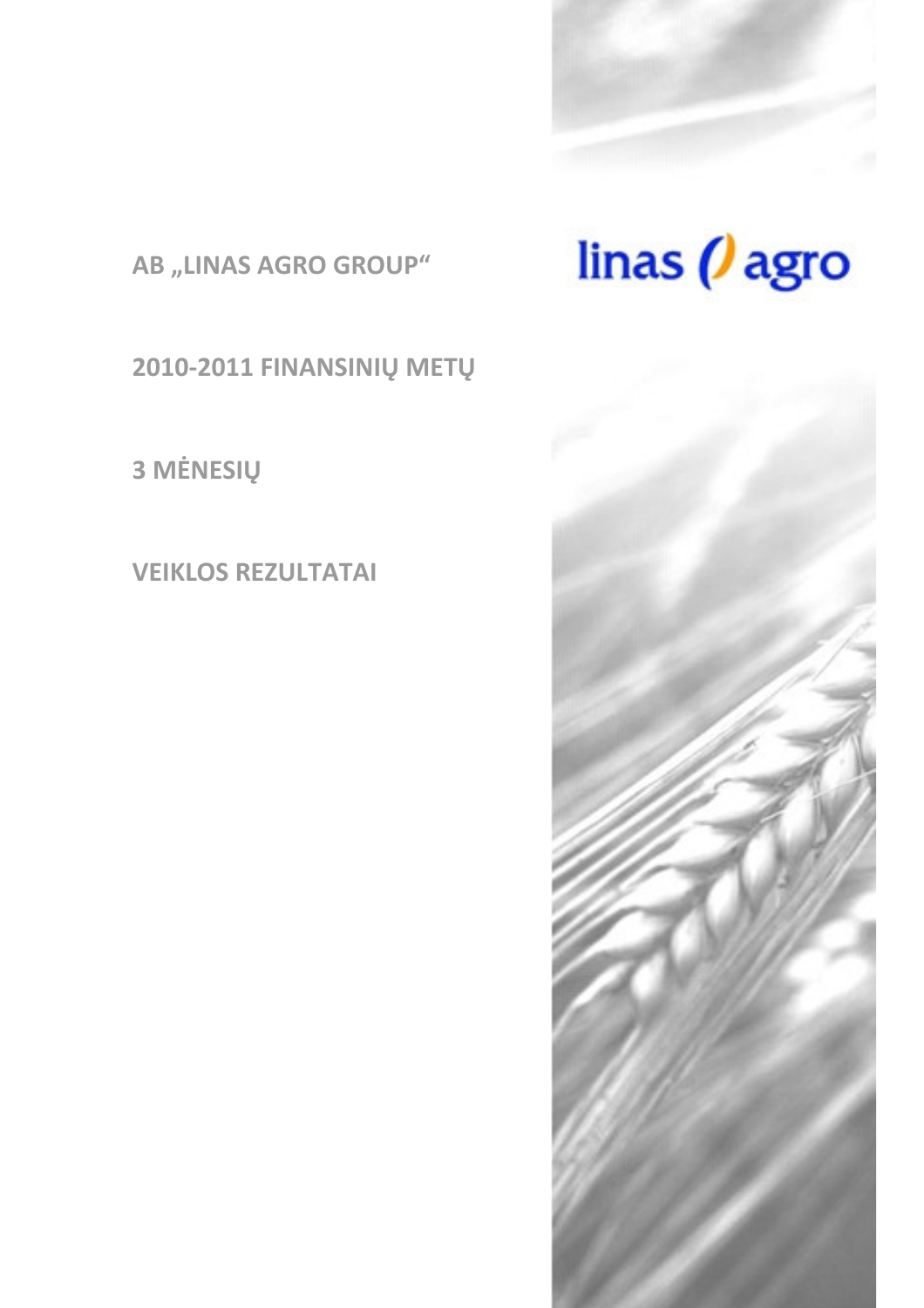AB „LINAS AGRO GROUP"

linas agro

2010-2011 FINANSINIŲ METŲ

3 MĖNESIŲ

VEIKLOS REZULTATAI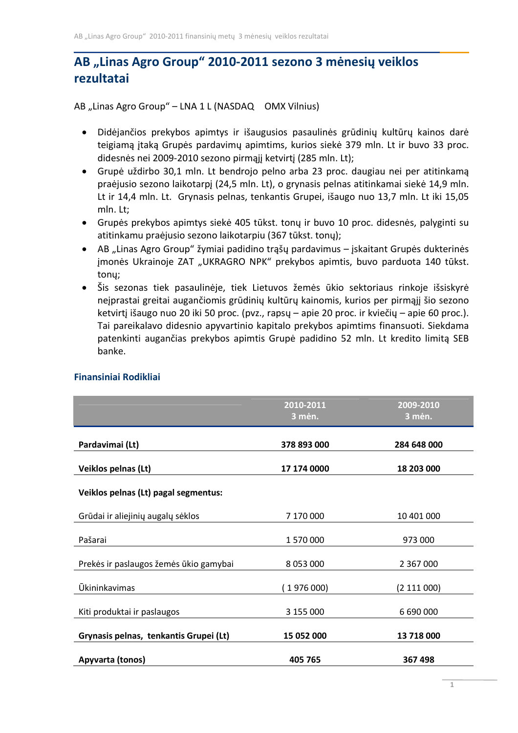# AB „Linas Agro Group“ 2010-2011 sezono 3 mėnesių veiklos rezultatai

AB „Linas Agro Group“ – LNA 1 L (NASDAQ OMX Vilnius)

- Didėjančios prekybos apimtys ir išaugusios pasaulinės grūdinių kultūrų kainos darė teigiamą įtaką Grupės pardavimų apimtims, kurios siekė 379 mln. Lt ir buvo 33 proc. didesnės nei 2009-2010 sezono pirmąjį ketvirtį (285 mln. Lt);
- Grupė uždirbo 30,1 mln. Lt bendrojo pelno arba 23 proc. daugiau nei per atitinkamą praėjusio sezono laikotarpį (24,5 mln. Lt), o grynasis pelnas atitinkamai siekė 14,9 mln. Lt ir 14,4 mln. Lt. Grynasis pelnas, tenkantis Grupei, išaugo nuo 13,7 mln. Lt iki 15,05 mln. Lt;
- Grupės prekybos apimtys siekė 405 tūkst. tonų ir buvo 10 proc. didesnės, palyginti su atitinkamu praėjusio sezono laikotarpiu (367 tūkst. tonų);
- AB „Linas Agro Group“ žymiai padidino trąšų pardavimus – įskaitant Grupės dukterinės įmonės Ukrainoje ZAT „UKRAGRO NPK“ prekybos apimtis, buvo parduota 140 tūkst. tonų;
- Šis sezonas tiek pasaulinėje, tiek Lietuvos žemės ūkio sektoriaus rinkoje išsiskyrė neįprastai greitai augančiomis grūdinių kultūrų kainomis, kurios per pirmąjį šio sezono ketvirtį išaugo nuo 20 iki 50 proc. (pvz., rapsų – apie 20 proc. ir kviečių – apie 60 proc.). Tai pareikalavo didesnio apyvartinio kapitalo prekybos apimtims finansuoti. Siekdama patenkinti augančias prekybos apimtis Grupė padidino 52 mln. Lt kredito limitą SEB banke.

### Finansiniai Rodikliai

| | 2010-2011 3 mėn. | 2009-2010 3 mėn. |
|---|---|---|
| **Pardavimai (Lt)** | **378 893 000** | **284 648 000** |
| **Veiklos pelnas (Lt)** | **17 174 0000** | **18 203 000** |
| **Veiklos pelnas (Lt) pagal segmentus:** | | |
| Grūdai ir aliejinių augalų sėklos | 7 170 000 | 10 401 000 |
| Pašarai | 1 570 000 | 973 000 |
| Prekės ir paslaugos žemės ūkio gamybai | 8 053 000 | 2 367 000 |
| Ūkininkavimas | ( 1 976 000) | (2 111 000) |
| Kiti produktai ir paslaugos | 3 155 000 | 6 690 000 |
| **Grynasis pelnas, tenkantis Grupei (Lt)** | **15 052 000** | **13 718 000** |
| **Apyvarta (tonos)** | **405 765** | **367 498** |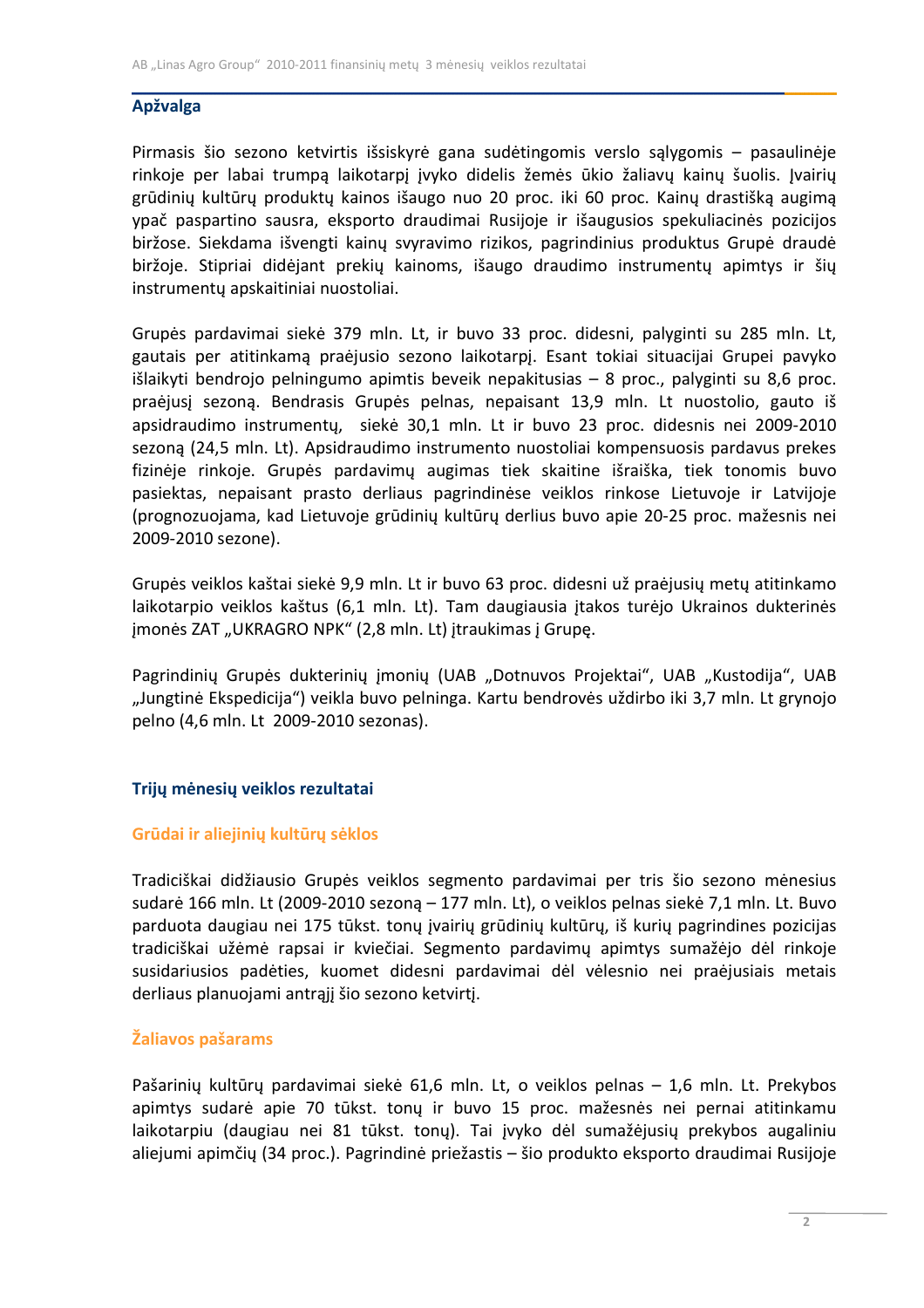## Apžvalga

Pirmasis šio sezono ketvirtis išsiskyrė gana sudėtingomis verslo sąlygomis – pasaulinėje rinkoje per labai trumpą laikotarpį įvyko didelis žemės ūkio žaliavų kainų šuolis. Įvairių grūdinių kultūrų produktų kainos išaugo nuo 20 proc. iki 60 proc. Kainų drastišką augimą ypač paspartino sausra, eksporto draudimai Rusijoje ir išaugusios spekuliacinės pozicijos biržose. Siekdama išvengti kainų svyravimo rizikos, pagrindinius produktus Grupė draudė biržoje. Stipriai didėjant prekių kainoms, išaugo draudimo instrumentų apimtys ir šių instrumentų apskaitiniai nuostoliai.

Grupės pardavimai siekė 379 mln. Lt, ir buvo 33 proc. didesni, palyginti su 285 mln. Lt, gautais per atitinkamą praėjusio sezono laikotarpį. Esant tokiai situacijai Grupei pavyko išlaikyti bendrojo pelningumo apimtis beveik nepakitusias – 8 proc., palyginti su 8,6 proc. praėjusį sezoną. Bendrasis Grupės pelnas, nepaisant 13,9 mln. Lt nuostolio, gauto iš apsidraudimo instrumentų, siekė 30,1 mln. Lt ir buvo 23 proc. didesnis nei 2009-2010 sezoną (24,5 mln. Lt). Apsidraudimo instrumento nuostoliai kompensuosis pardavus prekes fizinėje rinkoje. Grupės pardavimų augimas tiek skaitine išraiška, tiek tonomis buvo pasiektas, nepaisant prasto derliaus pagrindinėse veiklos rinkose Lietuvoje ir Latvijoje (prognozuojama, kad Lietuvoje grūdinių kultūrų derlius buvo apie 20-25 proc. mažesnis nei 2009-2010 sezone).

Grupės veiklos kaštai siekė 9,9 mln. Lt ir buvo 63 proc. didesni už praėjusių metų atitinkamo laikotarpio veiklos kaštus (6,1 mln. Lt). Tam daugiausia įtakos turėjo Ukrainos dukterinės įmonės ZAT „UKRAGRO NPK" (2,8 mln. Lt) įtraukimas į Grupę.

Pagrindinių Grupės dukterinių įmonių (UAB „Dotnuvos Projektai", UAB „Kustodija", UAB „Jungtinė Ekspedicija") veikla buvo pelninga. Kartu bendrovės uždirbo iki 3,7 mln. Lt grynojo pelno (4,6 mln. Lt 2009-2010 sezonas).

## Trijų mėnesių veiklos rezultatai

### Grūdai ir aliejinių kultūrų sėklos

Tradiciškai didžiausio Grupės veiklos segmento pardavimai per tris šio sezono mėnesius sudarė 166 mln. Lt (2009-2010 sezoną – 177 mln. Lt), o veiklos pelnas siekė 7,1 mln. Lt. Buvo parduota daugiau nei 175 tūkst. tonų įvairių grūdinių kultūrų, iš kurių pagrindines pozicijas tradiciškai užėmė rapsai ir kviečiai. Segmento pardavimų apimtys sumažėjo dėl rinkoje susidariusios padėties, kuomet didesni pardavimai dėl vėlesnio nei praėjusiais metais derliaus planuojami antrąjį šio sezono ketvirtį.

### Žaliavos pašarams

Pašarinių kultūrų pardavimai siekė 61,6 mln. Lt, o veiklos pelnas – 1,6 mln. Lt. Prekybos apimtys sudarė apie 70 tūkst. tonų ir buvo 15 proc. mažesnės nei pernai atitinkamu laikotarpiu (daugiau nei 81 tūkst. tonų). Tai įvyko dėl sumažėjusių prekybos augaliniu aliejumi apimčių (34 proc.). Pagrindinė priežastis – šio produkto eksporto draudimai Rusijoje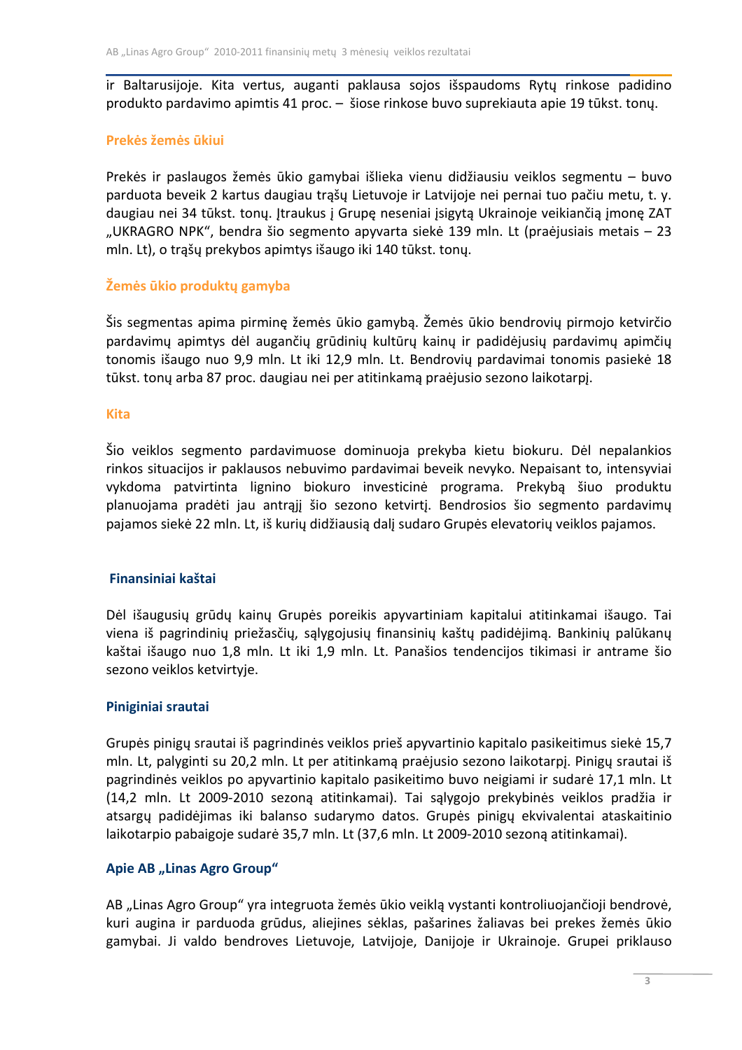ir Baltarusijoje. Kita vertus, auganti paklausa sojos išspaudoms Rytų rinkose padidino produkto pardavimo apimtis 41 proc. – šiose rinkose buvo suprekiauta apie 19 tūkst. tonų.

### Prekės žemės ūkiui

Prekės ir paslaugos žemės ūkio gamybai išlieka vienu didžiausiu veiklos segmentu – buvo parduota beveik 2 kartus daugiau trąšų Lietuvoje ir Latvijoje nei pernai tuo pačiu metu, t. y. daugiau nei 34 tūkst. tonų. Įtraukus į Grupę neseniai įsigytą Ukrainoje veikiančią įmonę ZAT „UKRAGRO NPK“, bendra šio segmento apyvarta siekė 139 mln. Lt (praėjusiais metais – 23 mln. Lt), o trąšų prekybos apimtys išaugo iki 140 tūkst. tonų.

### Žemės ūkio produktų gamyba

Šis segmentas apima pirminę žemės ūkio gamybą. Žemės ūkio bendrovių pirmojo ketvirčio pardavimų apimtys dėl augančių grūdinių kultūrų kainų ir padidėjusių pardavimų apimčių tonomis išaugo nuo 9,9 mln. Lt iki 12,9 mln. Lt. Bendrovių pardavimai tonomis pasiekė 18 tūkst. tonų arba 87 proc. daugiau nei per atitinkamą praėjusio sezono laikotarpį.

### Kita

Šio veiklos segmento pardavimuose dominuoja prekyba kietu biokuru. Dėl nepalankios rinkos situacijos ir paklausos nebuvimo pardavimai beveik nevyko. Nepaisant to, intensyviai vykdoma patvirtinta lignino biokuro investicinė programa. Prekybą šiuo produktu planuojama pradėti jau antrąjį šio sezono ketvirtį. Bendrosios šio segmento pardavimų pajamos siekė 22 mln. Lt, iš kurių didžiausią dalį sudaro Grupės elevatorių veiklos pajamos.

## Finansiniai kaštai

Dėl išaugusių grūdų kainų Grupės poreikis apyvartiniam kapitalui atitinkamai išaugo. Tai viena iš pagrindinių priežasčių, sąlygojusių finansinių kaštų padidėjimą. Bankinių palūkanų kaštai išaugo nuo 1,8 mln. Lt iki 1,9 mln. Lt. Panašios tendencijos tikimasi ir antrame šio sezono veiklos ketvirtyje.

## Piniginiai srautai

Grupės pinigų srautai iš pagrindinės veiklos prieš apyvartinio kapitalo pasikeitimus siekė 15,7 mln. Lt, palyginti su 20,2 mln. Lt per atitinkamą praėjusio sezono laikotarpį. Pinigų srautai iš pagrindinės veiklos po apyvartinio kapitalo pasikeitimo buvo neigiami ir sudarė 17,1 mln. Lt (14,2 mln. Lt 2009-2010 sezoną atitinkamai). Tai sąlygojo prekybinės veiklos pradžia ir atsargų padidėjimas iki balanso sudarymo datos. Grupės pinigų ekvivalentai ataskaitinio laikotarpio pabaigoje sudarė 35,7 mln. Lt (37,6 mln. Lt 2009-2010 sezoną atitinkamai).

## Apie AB „Linas Agro Group“

AB „Linas Agro Group“ yra integruota žemės ūkio veiklą vystanti kontroliuojančioji bendrovė, kuri augina ir parduoda grūdus, aliejines sėklas, pašarines žaliavas bei prekes žemės ūkio gamybai. Ji valdo bendroves Lietuvoje, Latvijoje, Danijoje ir Ukrainoje. Grupei priklauso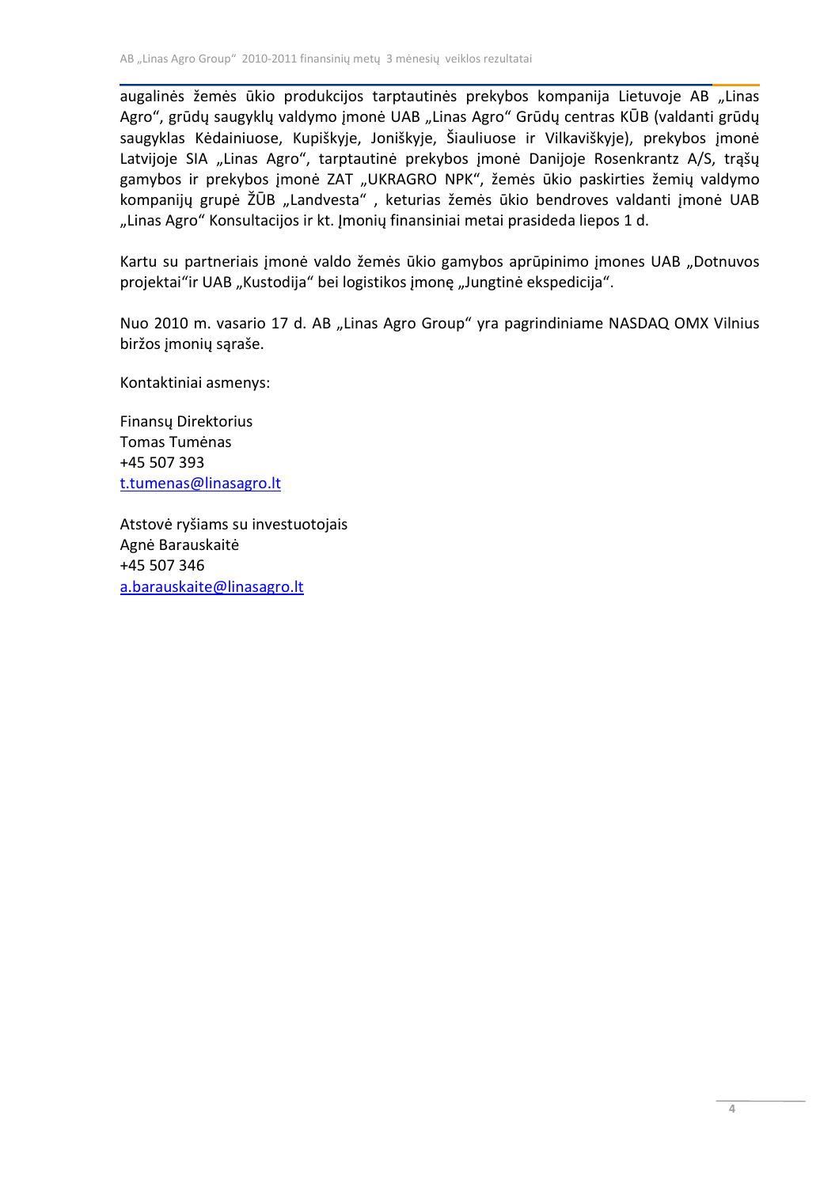augalinės žemės ūkio produkcijos tarptautinės prekybos kompanija Lietuvoje AB „Linas Agro“, grūdų saugyklų valdymo įmonė UAB „Linas Agro“ Grūdų centras KŪB (valdanti grūdų saugyklas Kėdainiuose, Kupiškyje, Joniškyje, Šiauliuose ir Vilkaviškyje), prekybos įmonė Latvijoje SIA „Linas Agro“, tarptautinė prekybos įmonė Danijoje Rosenkrantz A/S, trąšų gamybos ir prekybos įmonė ZAT „UKRAGRO NPK“, žemės ūkio paskirties žemių valdymo kompanijų grupė ŽŪB „Landvesta“ , keturias žemės ūkio bendroves valdanti įmonė UAB „Linas Agro“ Konsultacijos ir kt. Įmonių finansiniai metai prasideda liepos 1 d.

Kartu su partneriais įmonė valdo žemės ūkio gamybos aprūpinimo įmones UAB „Dotnuvos projektai“ir UAB „Kustodija“ bei logistikos įmonę „Jungtinė ekspedicija“.

Nuo 2010 m. vasario 17 d. AB „Linas Agro Group“ yra pagrindiniame NASDAQ OMX Vilnius biržos įmonių sąraše.

Kontaktiniai asmenys:

Finansų Direktorius
Tomas Tumėnas
+45 507 393
t.tumenas@linasagro.lt

Atstovė ryšiams su investuotojais
Agnė Barauskaitė
+45 507 346
a.barauskaite@linasagro.lt